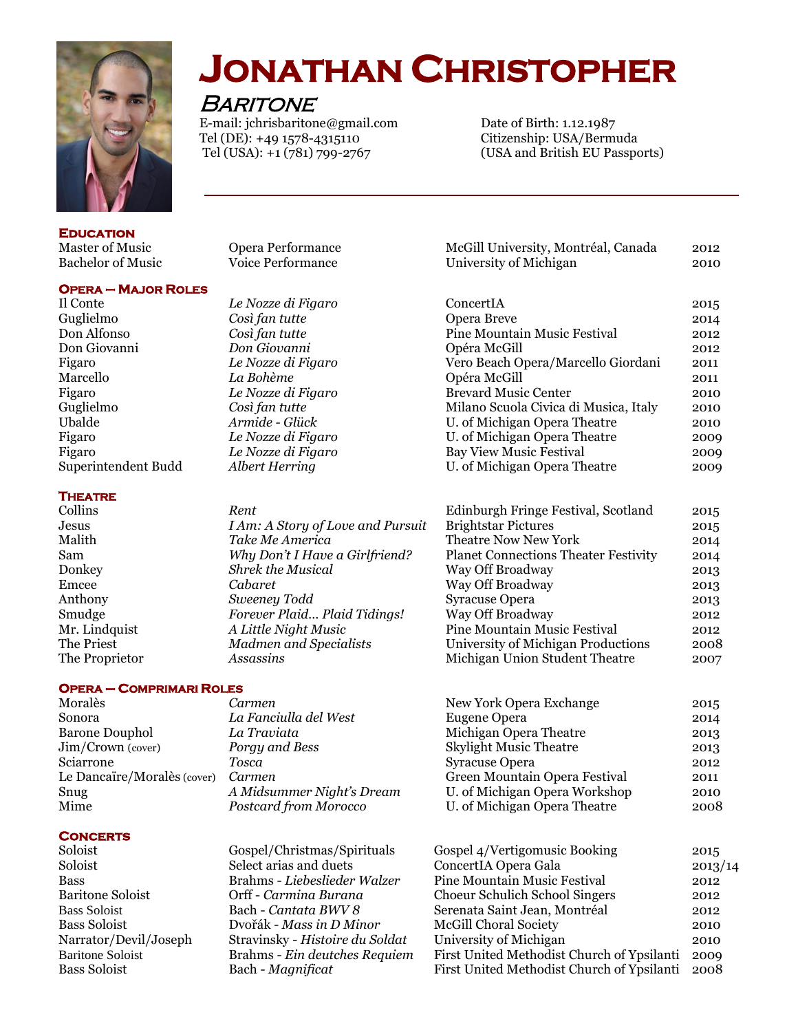# Jonathan Christopher

## Baritone

E-mail: jchrisbaritone@gmail.com
Tel (DE): +49 1578-4315110
Tel (USA): +1 (781) 799-2767

Date of Birth: 1.12.1987
Citizenship: USA/Bermuda
(USA and British EU Passports)

---

### Education

| | | | |
|---|---|---|---|
| Master of Music | Opera Performance | McGill University, Montréal, Canada | 2012 |
| Bachelor of Music | Voice Performance | University of Michigan | 2010 |

### Opera – Major Roles

| | | | |
|---|---|---|---|
| Il Conte | *Le Nozze di Figaro* | ConcertIA | 2015 |
| Guglielmo | *Così fan tutte* | Opera Breve | 2014 |
| Don Alfonso | *Così fan tutte* | Pine Mountain Music Festival | 2012 |
| Don Giovanni | *Don Giovanni* | Opéra McGill | 2012 |
| Figaro | *Le Nozze di Figaro* | Vero Beach Opera/Marcello Giordani | 2011 |
| Marcello | *La Bohème* | Opéra McGill | 2011 |
| Figaro | *Le Nozze di Figaro* | Brevard Music Center | 2010 |
| Guglielmo | *Così fan tutte* | Milano Scuola Civica di Musica, Italy | 2010 |
| Ubalde | *Armide - Glück* | U. of Michigan Opera Theatre | 2010 |
| Figaro | *Le Nozze di Figaro* | U. of Michigan Opera Theatre | 2009 |
| Figaro | *Le Nozze di Figaro* | Bay View Music Festival | 2009 |
| Superintendent Budd | *Albert Herring* | U. of Michigan Opera Theatre | 2009 |

### Theatre

| | | | |
|---|---|---|---|
| Collins | *Rent* | Edinburgh Fringe Festival, Scotland | 2015 |
| Jesus | *I Am: A Story of Love and Pursuit* | Brightstar Pictures | 2015 |
| Malith | *Take Me America* | Theatre Now New York | 2014 |
| Sam | *Why Don't I Have a Girlfriend?* | Planet Connections Theater Festivity | 2014 |
| Donkey | *Shrek the Musical* | Way Off Broadway | 2013 |
| Emcee | *Cabaret* | Way Off Broadway | 2013 |
| Anthony | *Sweeney Todd* | Syracuse Opera | 2013 |
| Smudge | *Forever Plaid… Plaid Tidings!* | Way Off Broadway | 2012 |
| Mr. Lindquist | *A Little Night Music* | Pine Mountain Music Festival | 2012 |
| The Priest | *Madmen and Specialists* | University of Michigan Productions | 2008 |
| The Proprietor | *Assassins* | Michigan Union Student Theatre | 2007 |

### Opera – Comprimari Roles

| | | | |
|---|---|---|---|
| Moralès | *Carmen* | New York Opera Exchange | 2015 |
| Sonora | *La Fanciulla del West* | Eugene Opera | 2014 |
| Barone Douphol | *La Traviata* | Michigan Opera Theatre | 2013 |
| Jim/Crown (cover) | *Porgy and Bess* | Skylight Music Theatre | 2013 |
| Sciarrone | *Tosca* | Syracuse Opera | 2012 |
| Le Dancaïre/Moralès (cover) | *Carmen* | Green Mountain Opera Festival | 2011 |
| Snug | *A Midsummer Night's Dream* | U. of Michigan Opera Workshop | 2010 |
| Mime | *Postcard from Morocco* | U. of Michigan Opera Theatre | 2008 |

### Concerts

| | | | |
|---|---|---|---|
| Soloist | Gospel/Christmas/Spirituals | Gospel 4/Vertigomusic Booking | 2015 |
| Soloist | Select arias and duets | ConcertIA Opera Gala | 2013/14 |
| Bass | Brahms - *Liebeslieder Walzer* | Pine Mountain Music Festival | 2012 |
| Baritone Soloist | Orff - *Carmina Burana* | Choeur Schulich School Singers | 2012 |
| Bass Soloist | Bach - *Cantata BWV 8* | Serenata Saint Jean, Montréal | 2012 |
| Bass Soloist | Dvořák - *Mass in D Minor* | McGill Choral Society | 2010 |
| Narrator/Devil/Joseph | Stravinsky - *Histoire du Soldat* | University of Michigan | 2010 |
| Baritone Soloist | Brahms - *Ein deutches Requiem* | First United Methodist Church of Ypsilanti | 2009 |
| Bass Soloist | Bach - *Magnificat* | First United Methodist Church of Ypsilanti | 2008 |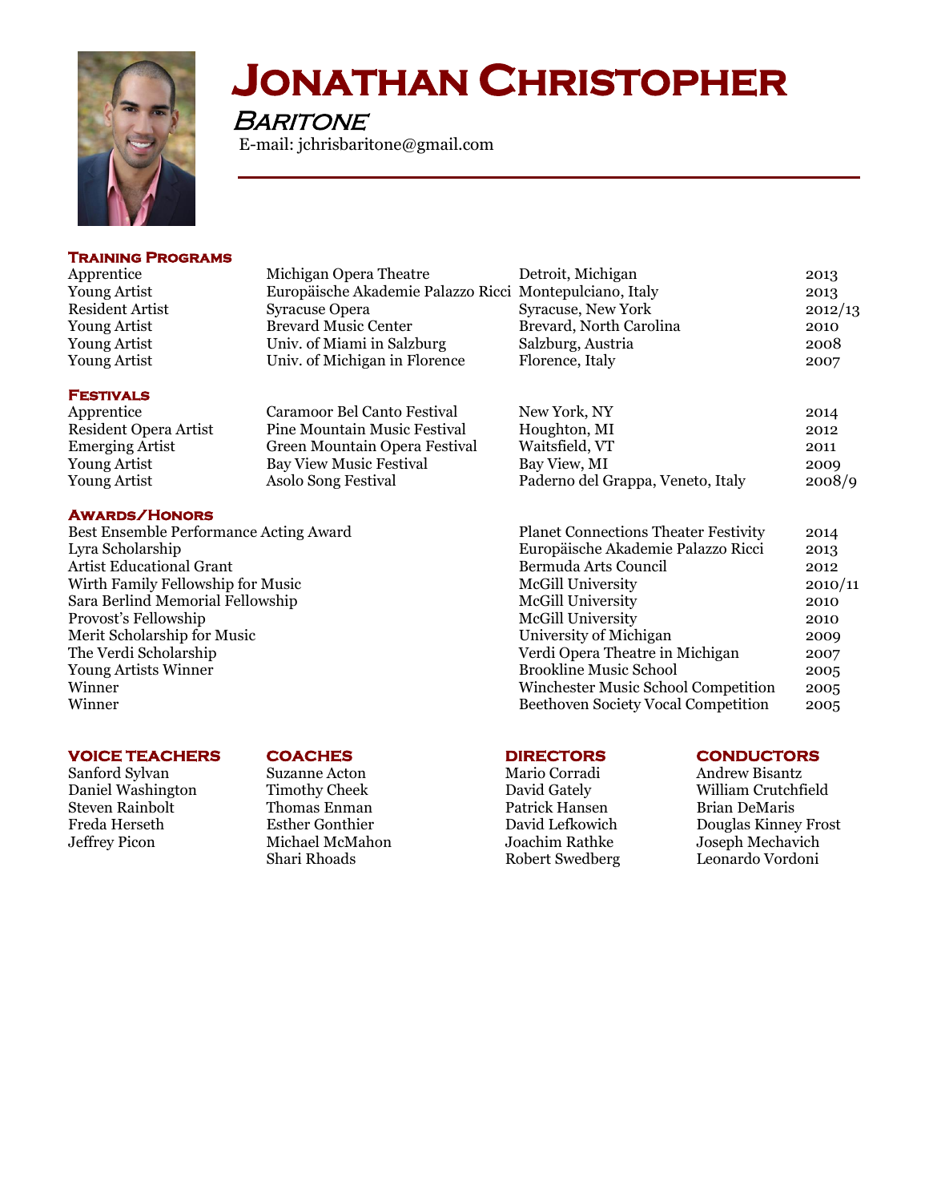# Jonathan Christopher

*Baritone*

E-mail: jchrisbaritone@gmail.com

## Training Programs

| | | | |
|---|---|---|---|
| Apprentice | Michigan Opera Theatre | Detroit, Michigan | 2013 |
| Young Artist | Europäische Akademie Palazzo Ricci | Montepulciano, Italy | 2013 |
| Resident Artist | Syracuse Opera | Syracuse, New York | 2012/13 |
| Young Artist | Brevard Music Center | Brevard, North Carolina | 2010 |
| Young Artist | Univ. of Miami in Salzburg | Salzburg, Austria | 2008 |
| Young Artist | Univ. of Michigan in Florence | Florence, Italy | 2007 |

## Festivals

| | | | |
|---|---|---|---|
| Apprentice | Caramoor Bel Canto Festival | New York, NY | 2014 |
| Resident Opera Artist | Pine Mountain Music Festival | Houghton, MI | 2012 |
| Emerging Artist | Green Mountain Opera Festival | Waitsfield, VT | 2011 |
| Young Artist | Bay View Music Festival | Bay View, MI | 2009 |
| Young Artist | Asolo Song Festival | Paderno del Grappa, Veneto, Italy | 2008/9 |

## Awards/Honors

| | | |
|---|---|---|
| Best Ensemble Performance Acting Award | Planet Connections Theater Festivity | 2014 |
| Lyra Scholarship | Europäische Akademie Palazzo Ricci | 2013 |
| Artist Educational Grant | Bermuda Arts Council | 2012 |
| Wirth Family Fellowship for Music | McGill University | 2010/11 |
| Sara Berlind Memorial Fellowship | McGill University | 2010 |
| Provost's Fellowship | McGill University | 2010 |
| Merit Scholarship for Music | University of Michigan | 2009 |
| The Verdi Scholarship | Verdi Opera Theatre in Michigan | 2007 |
| Young Artists Winner | Brookline Music School | 2005 |
| Winner | Winchester Music School Competition | 2005 |
| Winner | Beethoven Society Vocal Competition | 2005 |

| VOICE TEACHERS | COACHES | DIRECTORS | CONDUCTORS |
|---|---|---|---|
| Sanford Sylvan | Suzanne Acton | Mario Corradi | Andrew Bisantz |
| Daniel Washington | Timothy Cheek | David Gately | William Crutchfield |
| Steven Rainbolt | Thomas Enman | Patrick Hansen | Brian DeMaris |
| Freda Herseth | Esther Gonthier | David Lefkowich | Douglas Kinney Frost |
| Jeffrey Picon | Michael McMahon | Joachim Rathke | Joseph Mechavich |
| | Shari Rhoads | Robert Swedberg | Leonardo Vordoni |